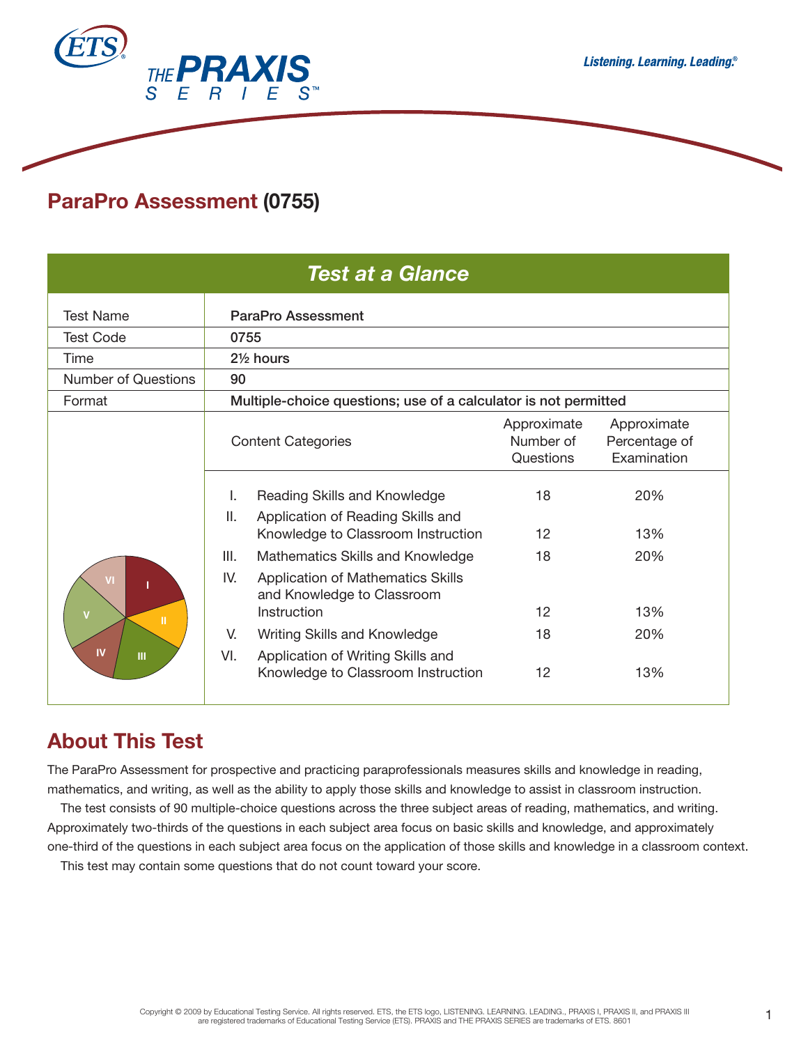ETS

THE PRAXIS SERIES

*Listening. Learning. Leading.®*

# ParaPro Assessment (0755)

| *Test at a Glance* | | | |
|---|---|---|---|
| Test Name | ParaPro Assessment | | |
| Test Code | 0755 | | |
| Time | 2½ hours | | |
| Number of Questions | 90 | | |
| Format | Multiple-choice questions; use of a calculator is not permitted | | |
| | Content Categories | Approximate Number of Questions | Approximate Percentage of Examination |
| | I. Reading Skills and Knowledge | 18 | 20% |
| | II. Application of Reading Skills and Knowledge to Classroom Instruction | 12 | 13% |
| | III. Mathematics Skills and Knowledge | 18 | 20% |
| | IV. Application of Mathematics Skills and Knowledge to Classroom Instruction | 12 | 13% |
| | V. Writing Skills and Knowledge | 18 | 20% |
| | VI. Application of Writing Skills and Knowledge to Classroom Instruction | 12 | 13% |

## About This Test

The ParaPro Assessment for prospective and practicing paraprofessionals measures skills and knowledge in reading, mathematics, and writing, as well as the ability to apply those skills and knowledge to assist in classroom instruction.

The test consists of 90 multiple-choice questions across the three subject areas of reading, mathematics, and writing. Approximately two-thirds of the questions in each subject area focus on basic skills and knowledge, and approximately one-third of the questions in each subject area focus on the application of those skills and knowledge in a classroom context.

This test may contain some questions that do not count toward your score.

Copyright © 2009 by Educational Testing Service. All rights reserved. ETS, the ETS logo, LISTENING. LEARNING. LEADING., PRAXIS I, PRAXIS II, and PRAXIS III are registered trademarks of Educational Testing Service (ETS). PRAXIS and THE PRAXIS SERIES are trademarks of ETS. 8601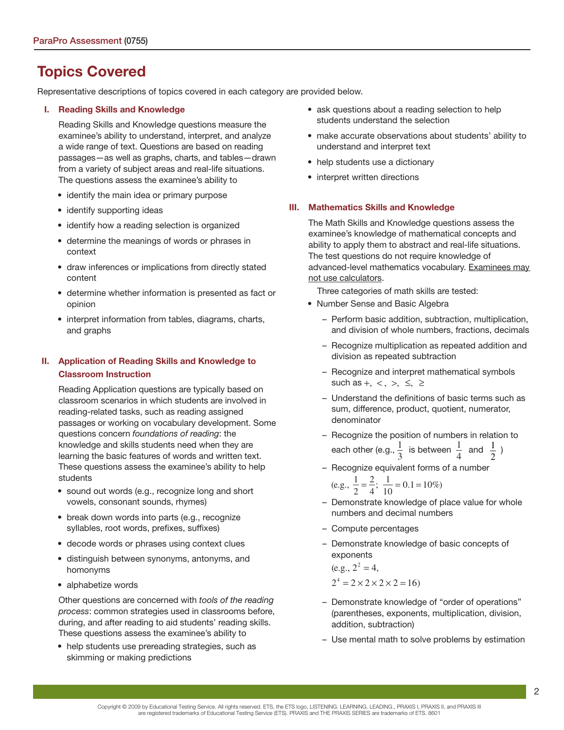## Topics Covered

Representative descriptions of topics covered in each category are provided below.

### I. Reading Skills and Knowledge

Reading Skills and Knowledge questions measure the examinee's ability to understand, interpret, and analyze a wide range of text. Questions are based on reading passages—as well as graphs, charts, and tables—drawn from a variety of subject areas and real-life situations. The questions assess the examinee's ability to

- identify the main idea or primary purpose
- identify supporting ideas
- identify how a reading selection is organized
- determine the meanings of words or phrases in context
- draw inferences or implications from directly stated content
- determine whether information is presented as fact or opinion
- interpret information from tables, diagrams, charts, and graphs

### II. Application of Reading Skills and Knowledge to Classroom Instruction

Reading Application questions are typically based on classroom scenarios in which students are involved in reading-related tasks, such as reading assigned passages or working on vocabulary development. Some questions concern *foundations of reading*: the knowledge and skills students need when they are learning the basic features of words and written text. These questions assess the examinee's ability to help students

- sound out words (e.g., recognize long and short vowels, consonant sounds, rhymes)
- break down words into parts (e.g., recognize syllables, root words, prefixes, suffixes)
- decode words or phrases using context clues
- distinguish between synonyms, antonyms, and homonyms
- alphabetize words

Other questions are concerned with *tools of the reading process*: common strategies used in classrooms before, during, and after reading to aid students' reading skills. These questions assess the examinee's ability to

- help students use prereading strategies, such as skimming or making predictions
- ask questions about a reading selection to help students understand the selection
- make accurate observations about students' ability to understand and interpret text
- help students use a dictionary
- interpret written directions

### III. Mathematics Skills and Knowledge

The Math Skills and Knowledge questions assess the examinee's knowledge of mathematical concepts and ability to apply them to abstract and real-life situations. The test questions do not require knowledge of advanced-level mathematics vocabulary. Examinees may not use calculators.

Three categories of math skills are tested:

- Number Sense and Basic Algebra
  - Perform basic addition, subtraction, multiplication, and division of whole numbers, fractions, decimals
  - Recognize multiplication as repeated addition and division as repeated subtraction
  - Recognize and interpret mathematical symbols such as $+$, $<$, $>$, $\leq$, $\geq$
  - Understand the definitions of basic terms such as sum, difference, product, quotient, numerator, denominator
  - Recognize the position of numbers in relation to each other (e.g., $\frac{1}{3}$ is between $\frac{1}{4}$ and $\frac{1}{2}$)
  - Recognize equivalent forms of a number (e.g., $\frac{1}{2} = \frac{2}{4}$; $\frac{1}{10} = 0.1 = 10\%$)
  - Demonstrate knowledge of place value for whole numbers and decimal numbers
  - Compute percentages
  - Demonstrate knowledge of basic concepts of exponents (e.g., $2^2 = 4$, $2^4 = 2 \times 2 \times 2 \times 2 = 16$)
  - Demonstrate knowledge of "order of operations" (parentheses, exponents, multiplication, division, addition, subtraction)
  - Use mental math to solve problems by estimation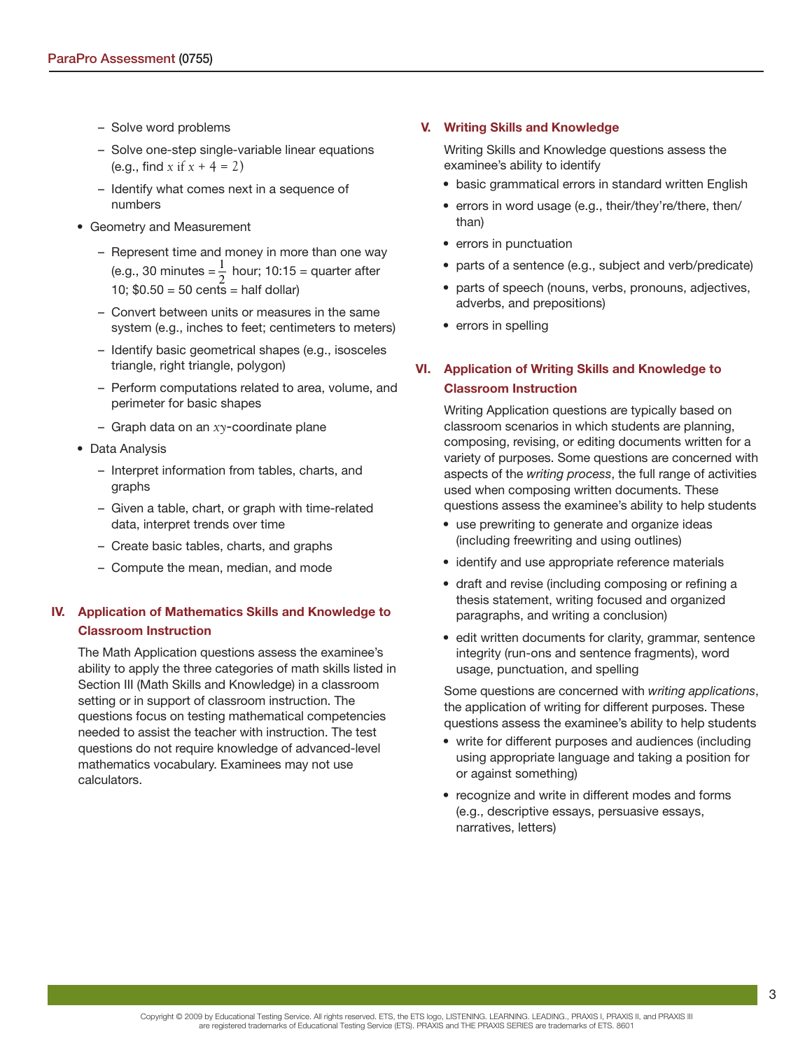- Solve word problems
- Solve one-step single-variable linear equations (e.g., find $x$ if $x + 4 = 2$)
- Identify what comes next in a sequence of numbers

- Geometry and Measurement
  - Represent time and money in more than one way (e.g., 30 minutes = $\frac{1}{2}$ hour; 10:15 = quarter after 10; $0.50 = 50 cents = half dollar)
  - Convert between units or measures in the same system (e.g., inches to feet; centimeters to meters)
  - Identify basic geometrical shapes (e.g., isosceles triangle, right triangle, polygon)
  - Perform computations related to area, volume, and perimeter for basic shapes
  - Graph data on an $xy$-coordinate plane

- Data Analysis
  - Interpret information from tables, charts, and graphs
  - Given a table, chart, or graph with time-related data, interpret trends over time
  - Create basic tables, charts, and graphs
  - Compute the mean, median, and mode

## IV. Application of Mathematics Skills and Knowledge to Classroom Instruction

The Math Application questions assess the examinee's ability to apply the three categories of math skills listed in Section III (Math Skills and Knowledge) in a classroom setting or in support of classroom instruction. The questions focus on testing mathematical competencies needed to assist the teacher with instruction. The test questions do not require knowledge of advanced-level mathematics vocabulary. Examinees may not use calculators.

## V. Writing Skills and Knowledge

Writing Skills and Knowledge questions assess the examinee's ability to identify

- basic grammatical errors in standard written English
- errors in word usage (e.g., their/they're/there, then/than)
- errors in punctuation
- parts of a sentence (e.g., subject and verb/predicate)
- parts of speech (nouns, verbs, pronouns, adjectives, adverbs, and prepositions)
- errors in spelling

## VI. Application of Writing Skills and Knowledge to Classroom Instruction

Writing Application questions are typically based on classroom scenarios in which students are planning, composing, revising, or editing documents written for a variety of purposes. Some questions are concerned with aspects of the *writing process*, the full range of activities used when composing written documents. These questions assess the examinee's ability to help students

- use prewriting to generate and organize ideas (including freewriting and using outlines)
- identify and use appropriate reference materials
- draft and revise (including composing or refining a thesis statement, writing focused and organized paragraphs, and writing a conclusion)
- edit written documents for clarity, grammar, sentence integrity (run-ons and sentence fragments), word usage, punctuation, and spelling

Some questions are concerned with *writing applications*, the application of writing for different purposes. These questions assess the examinee's ability to help students

- write for different purposes and audiences (including using appropriate language and taking a position for or against something)
- recognize and write in different modes and forms (e.g., descriptive essays, persuasive essays, narratives, letters)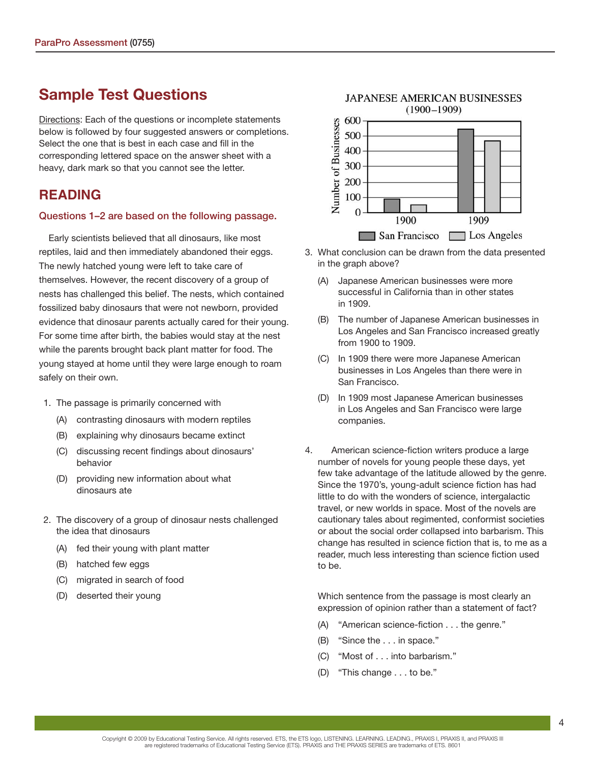## Sample Test Questions

Directions: Each of the questions or incomplete statements below is followed by four suggested answers or completions. Select the one that is best in each case and fill in the corresponding lettered space on the answer sheet with a heavy, dark mark so that you cannot see the letter.

## READING

### Questions 1–2 are based on the following passage.

Early scientists believed that all dinosaurs, like most reptiles, laid and then immediately abandoned their eggs. The newly hatched young were left to take care of themselves. However, the recent discovery of a group of nests has challenged this belief. The nests, which contained fossilized baby dinosaurs that were not newborn, provided evidence that dinosaur parents actually cared for their young. For some time after birth, the babies would stay at the nest while the parents brought back plant matter for food. The young stayed at home until they were large enough to roam safely on their own.

1. The passage is primarily concerned with

   (A) contrasting dinosaurs with modern reptiles

   (B) explaining why dinosaurs became extinct

   (C) discussing recent findings about dinosaurs' behavior

   (D) providing new information about what dinosaurs ate

2. The discovery of a group of dinosaur nests challenged the idea that dinosaurs

   (A) fed their young with plant matter

   (B) hatched few eggs

   (C) migrated in search of food

   (D) deserted their young

JAPANESE AMERICAN BUSINESSES (1900–1909)

| Year | San Francisco | Los Angeles |
|---|---|---|
| 1900 | ~90 | ~50 |
| 1909 | ~545 | ~470 |

Number of Businesses

3. What conclusion can be drawn from the data presented in the graph above?

   (A) Japanese American businesses were more successful in California than in other states in 1909.

   (B) The number of Japanese American businesses in Los Angeles and San Francisco increased greatly from 1900 to 1909.

   (C) In 1909 there were more Japanese American businesses in Los Angeles than there were in San Francisco.

   (D) In 1909 most Japanese American businesses in Los Angeles and San Francisco were large companies.

4. American science-fiction writers produce a large number of novels for young people these days, yet few take advantage of the latitude allowed by the genre. Since the 1970's, young-adult science fiction has had little to do with the wonders of science, intergalactic travel, or new worlds in space. Most of the novels are cautionary tales about regimented, conformist societies or about the social order collapsed into barbarism. This change has resulted in science fiction that is, to me as a reader, much less interesting than science fiction used to be.

   Which sentence from the passage is most clearly an expression of opinion rather than a statement of fact?

   (A) "American science-fiction . . . the genre."

   (B) "Since the . . . in space."

   (C) "Most of . . . into barbarism."

   (D) "This change . . . to be."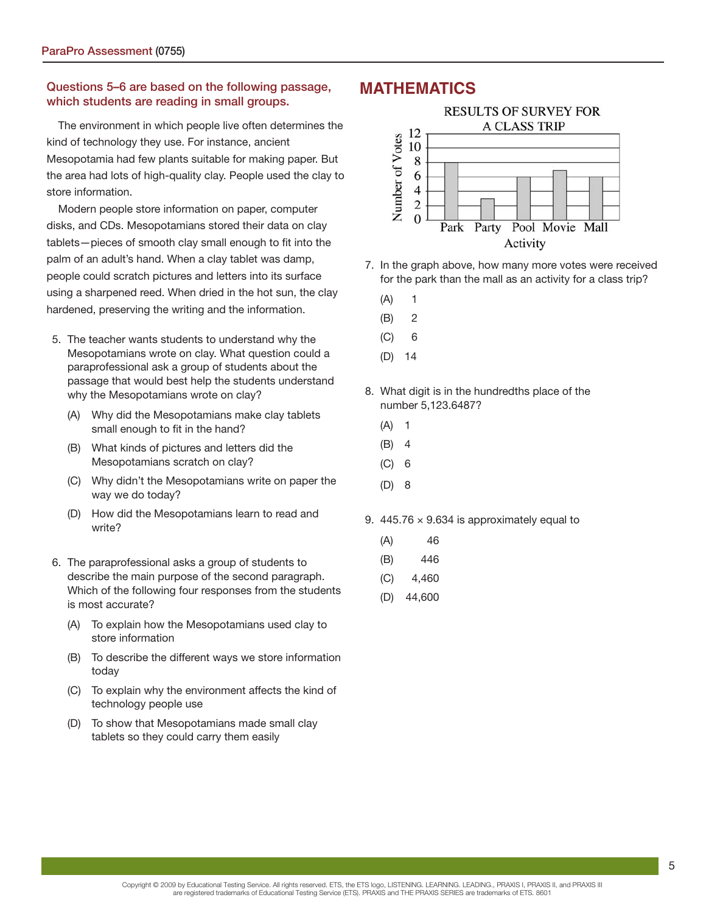**Questions 5–6 are based on the following passage, which students are reading in small groups.**

The environment in which people live often determines the kind of technology they use. For instance, ancient Mesopotamia had few plants suitable for making paper. But the area had lots of high-quality clay. People used the clay to store information.

Modern people store information on paper, computer disks, and CDs. Mesopotamians stored their data on clay tablets—pieces of smooth clay small enough to fit into the palm of an adult's hand. When a clay tablet was damp, people could scratch pictures and letters into its surface using a sharpened reed. When dried in the hot sun, the clay hardened, preserving the writing and the information.

5. The teacher wants students to understand why the Mesopotamians wrote on clay. What question could a paraprofessional ask a group of students about the passage that would best help the students understand why the Mesopotamians wrote on clay?

   (A) Why did the Mesopotamians make clay tablets small enough to fit in the hand?

   (B) What kinds of pictures and letters did the Mesopotamians scratch on clay?

   (C) Why didn't the Mesopotamians write on paper the way we do today?

   (D) How did the Mesopotamians learn to read and write?

6. The paraprofessional asks a group of students to describe the main purpose of the second paragraph. Which of the following four responses from the students is most accurate?

   (A) To explain how the Mesopotamians used clay to store information

   (B) To describe the different ways we store information today

   (C) To explain why the environment affects the kind of technology people use

   (D) To show that Mesopotamians made small clay tablets so they could carry them easily

## MATHEMATICS

RESULTS OF SURVEY FOR A CLASS TRIP

| Activity | Number of Votes |
|---|---|
| Park | 8 |
| Party | 3 |
| Pool | 6 |
| Movie | 7 |
| Mall | 6 |

7. In the graph above, how many more votes were received for the park than the mall as an activity for a class trip?

   (A) 1

   (B) 2

   (C) 6

   (D) 14

8. What digit is in the hundredths place of the number 5,123.6487?

   (A) 1

   (B) 4

   (C) 6

   (D) 8

9. $445.76 \times 9.634$ is approximately equal to

   (A) 46

   (B) 446

   (C) 4,460

   (D) 44,600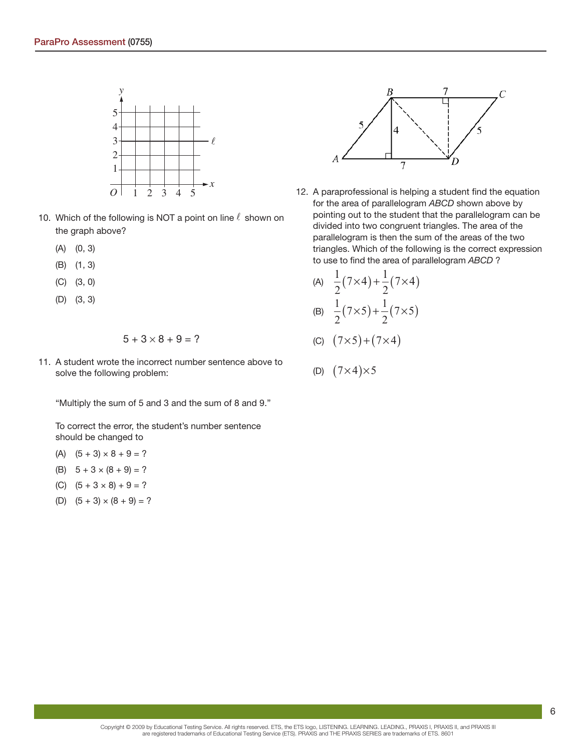10. Which of the following is NOT a point on line $\ell$ shown on the graph above?

    (A) (0, 3)

    (B) (1, 3)

    (C) (3, 0)

    (D) (3, 3)

$$5 + 3 \times 8 + 9 = ?$$

11. A student wrote the incorrect number sentence above to solve the following problem:

    "Multiply the sum of 5 and 3 and the sum of 8 and 9."

    To correct the error, the student's number sentence should be changed to

    (A) $(5 + 3) \times 8 + 9 = ?$

    (B) $5 + 3 \times (8 + 9) = ?$

    (C) $(5 + 3 \times 8) + 9 = ?$

    (D) $(5 + 3) \times (8 + 9) = ?$

12. A paraprofessional is helping a student find the equation for the area of parallelogram *ABCD* shown above by pointing out to the student that the parallelogram can be divided into two congruent triangles. The area of the parallelogram is then the sum of the areas of the two triangles. Which of the following is the correct expression to use to find the area of parallelogram *ABCD* ?

    (A) $\frac{1}{2}(7\times4)+\frac{1}{2}(7\times4)$

    (B) $\frac{1}{2}(7\times5)+\frac{1}{2}(7\times5)$

    (C) $(7\times5)+(7\times4)$

    (D) $(7\times4)\times5$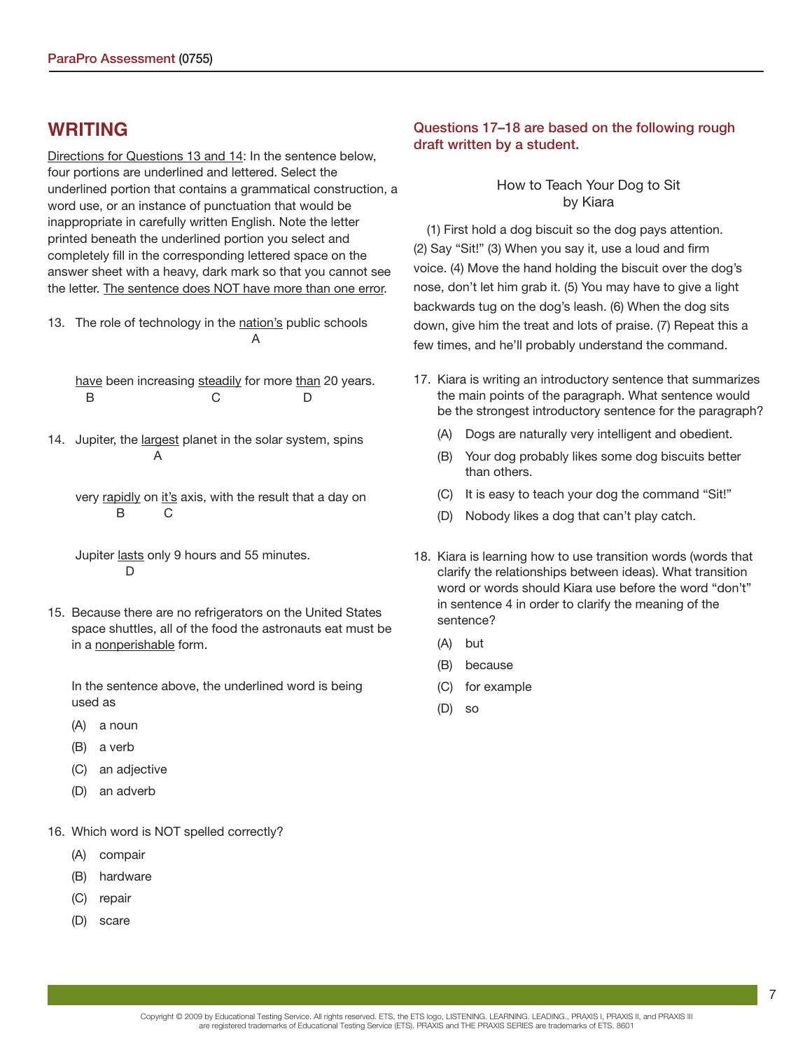## WRITING

<u>Directions for Questions 13 and 14</u>: In the sentence below, four portions are underlined and lettered. Select the underlined portion that contains a grammatical construction, a word use, or an instance of punctuation that would be inappropriate in carefully written English. Note the letter printed beneath the underlined portion you select and completely fill in the corresponding lettered space on the answer sheet with a heavy, dark mark so that you cannot see the letter. <u>The sentence does NOT have more than one error</u>.

13. The role of technology in the <u>nation's</u> (A) public schools <u>have</u> (B) been increasing <u>steadily</u> (C) for more <u>than</u> (D) 20 years.

14. Jupiter, the <u>largest</u> (A) planet in the solar system, spins very <u>rapidly</u> (B) on <u>it's</u> (C) axis, with the result that a day on Jupiter <u>lasts</u> (D) only 9 hours and 55 minutes.

15. Because there are no refrigerators on the United States space shuttles, all of the food the astronauts eat must be in a <u>nonperishable</u> form.

    In the sentence above, the underlined word is being used as

    (A) a noun
    (B) a verb
    (C) an adjective
    (D) an adverb

16. Which word is NOT spelled correctly?

    (A) compair
    (B) hardware
    (C) repair
    (D) scare

### Questions 17–18 are based on the following rough draft written by a student.

How to Teach Your Dog to Sit
by Kiara

(1) First hold a dog biscuit so the dog pays attention. (2) Say "Sit!" (3) When you say it, use a loud and firm voice. (4) Move the hand holding the biscuit over the dog's nose, don't let him grab it. (5) You may have to give a light backwards tug on the dog's leash. (6) When the dog sits down, give him the treat and lots of praise. (7) Repeat this a few times, and he'll probably understand the command.

17. Kiara is writing an introductory sentence that summarizes the main points of the paragraph. What sentence would be the strongest introductory sentence for the paragraph?

    (A) Dogs are naturally very intelligent and obedient.
    (B) Your dog probably likes some dog biscuits better than others.
    (C) It is easy to teach your dog the command "Sit!"
    (D) Nobody likes a dog that can't play catch.

18. Kiara is learning how to use transition words (words that clarify the relationships between ideas). What transition word or words should Kiara use before the word "don't" in sentence 4 in order to clarify the meaning of the sentence?

    (A) but
    (B) because
    (C) for example
    (D) so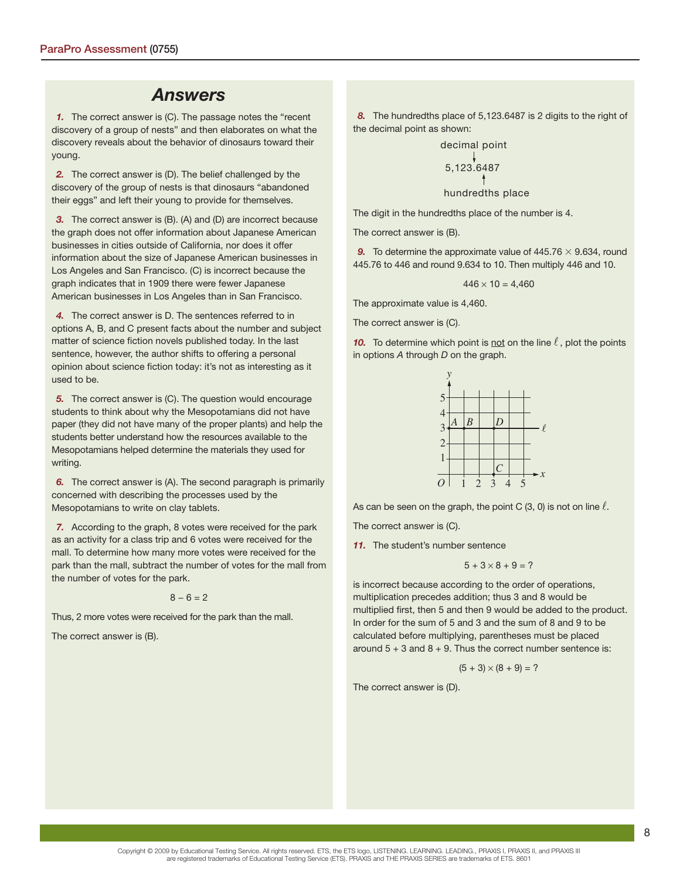# Answers

***1.*** The correct answer is (C). The passage notes the “recent discovery of a group of nests” and then elaborates on what the discovery reveals about the behavior of dinosaurs toward their young.

***2.*** The correct answer is (D). The belief challenged by the discovery of the group of nests is that dinosaurs “abandoned their eggs” and left their young to provide for themselves.

***3.*** The correct answer is (B). (A) and (D) are incorrect because the graph does not offer information about Japanese American businesses in cities outside of California, nor does it offer information about the size of Japanese American businesses in Los Angeles and San Francisco. (C) is incorrect because the graph indicates that in 1909 there were fewer Japanese American businesses in Los Angeles than in San Francisco.

***4.*** The correct answer is D. The sentences referred to in options A, B, and C present facts about the number and subject matter of science fiction novels published today. In the last sentence, however, the author shifts to offering a personal opinion about science fiction today: it's not as interesting as it used to be.

***5.*** The correct answer is (C). The question would encourage students to think about why the Mesopotamians did not have paper (they did not have many of the proper plants) and help the students better understand how the resources available to the Mesopotamians helped determine the materials they used for writing.

***6.*** The correct answer is (A). The second paragraph is primarily concerned with describing the processes used by the Mesopotamians to write on clay tablets.

***7.*** According to the graph, 8 votes were received for the park as an activity for a class trip and 6 votes were received for the mall. To determine how many more votes were received for the park than the mall, subtract the number of votes for the mall from the number of votes for the park.

$$8 - 6 = 2$$

Thus, 2 more votes were received for the park than the mall.

The correct answer is (B).

***8.*** The hundredths place of 5,123.6487 is 2 digits to the right of the decimal point as shown:

```
  decimal point
       ↓
   5,123.6487
          ↑
  hundredths place
```

The digit in the hundredths place of the number is 4.

The correct answer is (B).

***9.*** To determine the approximate value of $445.76 \times 9.634$, round 445.76 to 446 and round 9.634 to 10. Then multiply 446 and 10.

$$446 \times 10 = 4{,}460$$

The approximate value is 4,460.

The correct answer is (C).

***10.*** To determine which point is <u>not</u> on the line $\ell$, plot the points in options *A* through *D* on the graph.

As can be seen on the graph, the point C (3, 0) is not on line $\ell$.

The correct answer is (C).

***11.*** The student's number sentence

$$5 + 3 \times 8 + 9 = ?$$

is incorrect because according to the order of operations, multiplication precedes addition; thus 3 and 8 would be multiplied first, then 5 and then 9 would be added to the product. In order for the sum of 5 and 3 and the sum of 8 and 9 to be calculated before multiplying, parentheses must be placed around 5 + 3 and 8 + 9. Thus the correct number sentence is:

$$(5 + 3) \times (8 + 9) = ?$$

The correct answer is (D).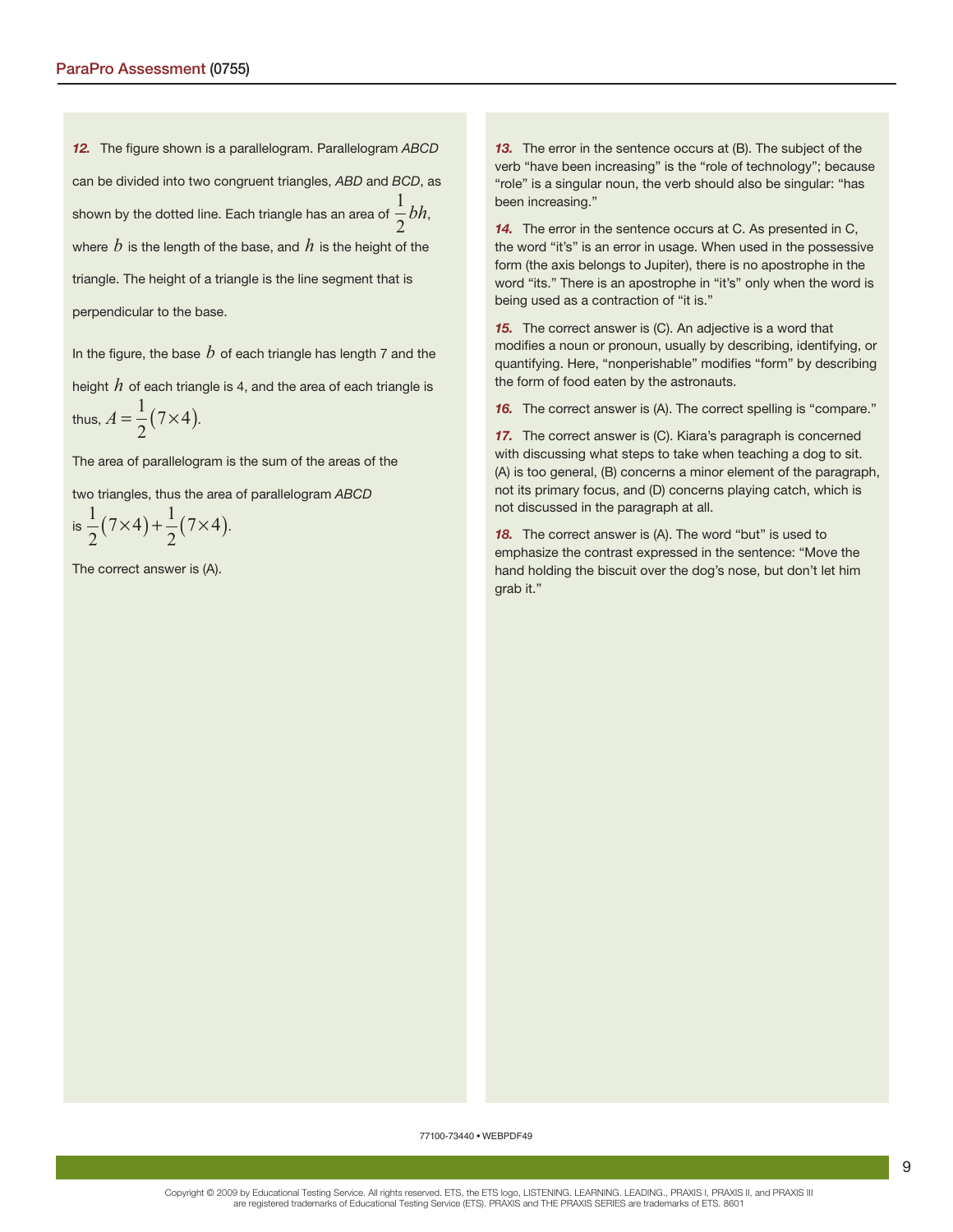***12.*** The figure shown is a parallelogram. Parallelogram *ABCD* can be divided into two congruent triangles, *ABD* and *BCD*, as shown by the dotted line. Each triangle has an area of $\frac{1}{2}bh$, where $b$ is the length of the base, and $h$ is the height of the triangle. The height of a triangle is the line segment that is perpendicular to the base.

In the figure, the base $b$ of each triangle has length 7 and the height $h$ of each triangle is 4, and the area of each triangle is thus, $A = \frac{1}{2}(7 \times 4)$.

The area of parallelogram is the sum of the areas of the two triangles, thus the area of parallelogram *ABCD* is $\frac{1}{2}(7 \times 4) + \frac{1}{2}(7 \times 4)$.

The correct answer is (A).

***13.*** The error in the sentence occurs at (B). The subject of the verb "have been increasing" is the "role of technology"; because "role" is a singular noun, the verb should also be singular: "has been increasing."

***14.*** The error in the sentence occurs at C. As presented in C, the word "it's" is an error in usage. When used in the possessive form (the axis belongs to Jupiter), there is no apostrophe in the word "its." There is an apostrophe in "it's" only when the word is being used as a contraction of "it is."

***15.*** The correct answer is (C). An adjective is a word that modifies a noun or pronoun, usually by describing, identifying, or quantifying. Here, "nonperishable" modifies "form" by describing the form of food eaten by the astronauts.

***16.*** The correct answer is (A). The correct spelling is "compare."

***17.*** The correct answer is (C). Kiara's paragraph is concerned with discussing what steps to take when teaching a dog to sit. (A) is too general, (B) concerns a minor element of the paragraph, not its primary focus, and (D) concerns playing catch, which is not discussed in the paragraph at all.

***18.*** The correct answer is (A). The word "but" is used to emphasize the contrast expressed in the sentence: "Move the hand holding the biscuit over the dog's nose, but don't let him grab it."

77100-73440 • WEBPDF49

Copyright © 2009 by Educational Testing Service. All rights reserved. ETS, the ETS logo, LISTENING. LEARNING. LEADING., PRAXIS I, PRAXIS II, and PRAXIS III are registered trademarks of Educational Testing Service (ETS). PRAXIS and THE PRAXIS SERIES are trademarks of ETS. 8601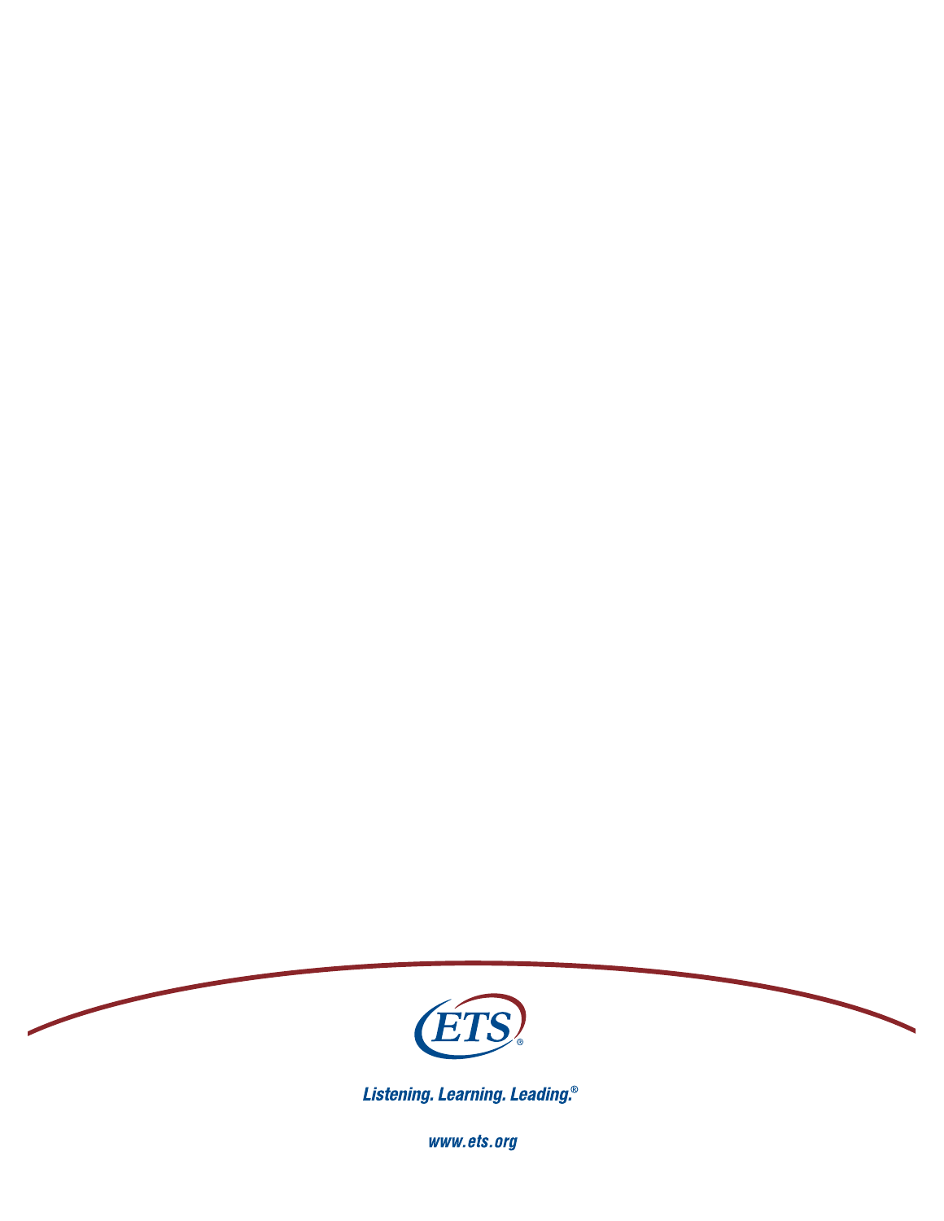ETS®

Listening. Learning. Leading.®

www.ets.org